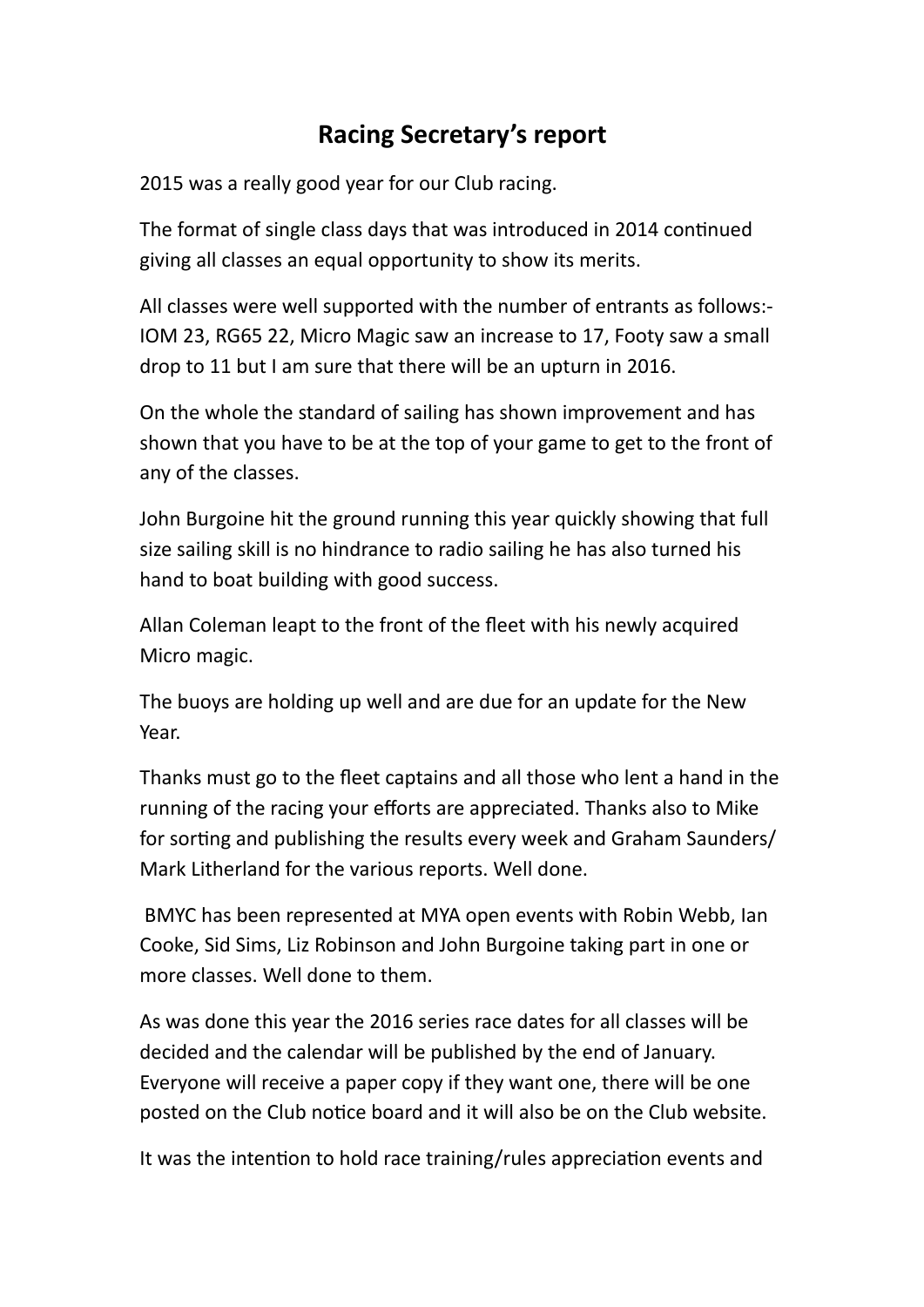# Racing Secretary's report

2015 was a really good year for our Club racing.

The format of single class days that was introduced in 2014 continued giving all classes an equal opportunity to show its merits.

All classes were well supported with the number of entrants as follows:- IOM 23, RG65 22, Micro Magic saw an increase to 17, Footy saw a small drop to 11 but I am sure that there will be an upturn in 2016.

On the whole the standard of sailing has shown improvement and has shown that you have to be at the top of your game to get to the front of any of the classes.

John Burgoine hit the ground running this year quickly showing that full size sailing skill is no hindrance to radio sailing he has also turned his hand to boat building with good success.

Allan Coleman leapt to the front of the fleet with his newly acquired Micro magic.

The buoys are holding up well and are due for an update for the New Year.

Thanks must go to the fleet captains and all those who lent a hand in the running of the racing your efforts are appreciated. Thanks also to Mike for sorting and publishing the results every week and Graham Saunders/ Mark Litherland for the various reports. Well done.

BMYC has been represented at MYA open events with Robin Webb, Ian Cooke, Sid Sims, Liz Robinson and John Burgoine taking part in one or more classes. Well done to them.

As was done this year the 2016 series race dates for all classes will be decided and the calendar will be published by the end of January. Everyone will receive a paper copy if they want one, there will be one posted on the Club notice board and it will also be on the Club website.

It was the intention to hold race training/rules appreciation events and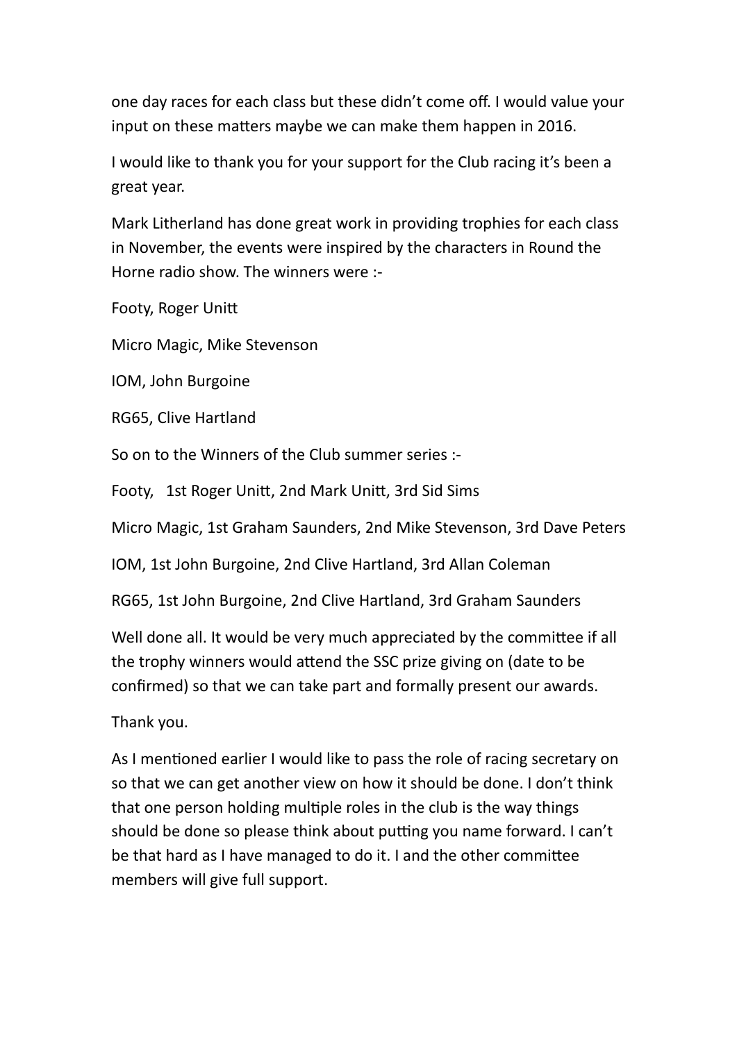one day races for each class but these didn't come off. I would value your input on these matters maybe we can make them happen in 2016.

I would like to thank you for your support for the Club racing it's been a great year.

Mark Litherland has done great work in providing trophies for each class in November, the events were inspired by the characters in Round the Horne radio show. The winners were :-

Footy, Roger Unitt

Micro Magic, Mike Stevenson

IOM, John Burgoine

RG65, Clive Hartland

So on to the Winners of the Club summer series :-

Footy, 1st Roger Unitt, 2nd Mark Unitt, 3rd Sid Sims

Micro Magic, 1st Graham Saunders, 2nd Mike Stevenson, 3rd Dave Peters

IOM, 1st John Burgoine, 2nd Clive Hartland, 3rd Allan Coleman

RG65, 1st John Burgoine, 2nd Clive Hartland, 3rd Graham Saunders

Well done all. It would be very much appreciated by the committee if all the trophy winners would attend the SSC prize giving on (date to be confirmed) so that we can take part and formally present our awards.

Thank you.

As I mentioned earlier I would like to pass the role of racing secretary on so that we can get another view on how it should be done. I don't think that one person holding multiple roles in the club is the way things should be done so please think about putting you name forward. I can't be that hard as I have managed to do it. I and the other committee members will give full support.